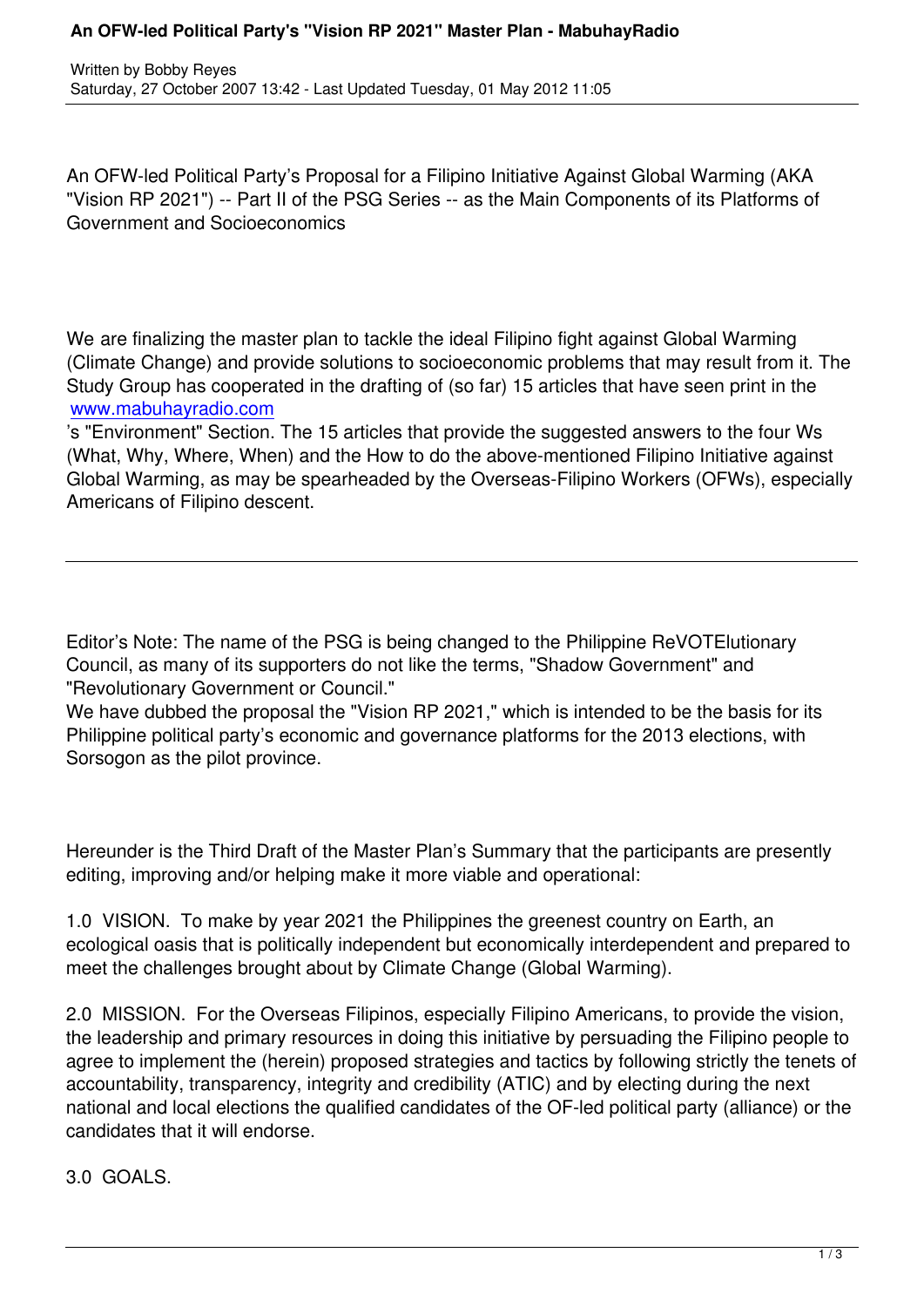# An OFW-led Political Party's "Vision RP 2021" Master Plan - MabuhayRadio

Written by Bobby Reyes
Saturday, 27 October 2007 13:42 - Last Updated Tuesday, 01 May 2012 11:05

An OFW-led Political Party's Proposal for a Filipino Initiative Against Global Warming (AKA "Vision RP 2021") -- Part II of the PSG Series -- as the Main Components of its Platforms of Government and Socioeconomics

We are finalizing the master plan to tackle the ideal Filipino fight against Global Warming (Climate Change) and provide solutions to socioeconomic problems that may result from it. The Study Group has cooperated in the drafting of (so far) 15 articles that have seen print in the [www.mabuhayradio.com](http://www.mabuhayradio.com)'s "Environment" Section. The 15 articles that provide the suggested answers to the four Ws (What, Why, Where, When) and the How to do the above-mentioned Filipino Initiative against Global Warming, as may be spearheaded by the Overseas-Filipino Workers (OFWs), especially Americans of Filipino descent.

---

Editor's Note: The name of the PSG is being changed to the Philippine ReVOTElutionary Council, as many of its supporters do not like the terms, "Shadow Government" and "Revolutionary Government or Council."

We have dubbed the proposal the "Vision RP 2021," which is intended to be the basis for its Philippine political party's economic and governance platforms for the 2013 elections, with Sorsogon as the pilot province.

Hereunder is the Third Draft of the Master Plan's Summary that the participants are presently editing, improving and/or helping make it more viable and operational:

1.0 VISION. To make by year 2021 the Philippines the greenest country on Earth, an ecological oasis that is politically independent but economically interdependent and prepared to meet the challenges brought about by Climate Change (Global Warming).

2.0 MISSION. For the Overseas Filipinos, especially Filipino Americans, to provide the vision, the leadership and primary resources in doing this initiative by persuading the Filipino people to agree to implement the (herein) proposed strategies and tactics by following strictly the tenets of accountability, transparency, integrity and credibility (ATIC) and by electing during the next national and local elections the qualified candidates of the OF-led political party (alliance) or the candidates that it will endorse.

3.0 GOALS.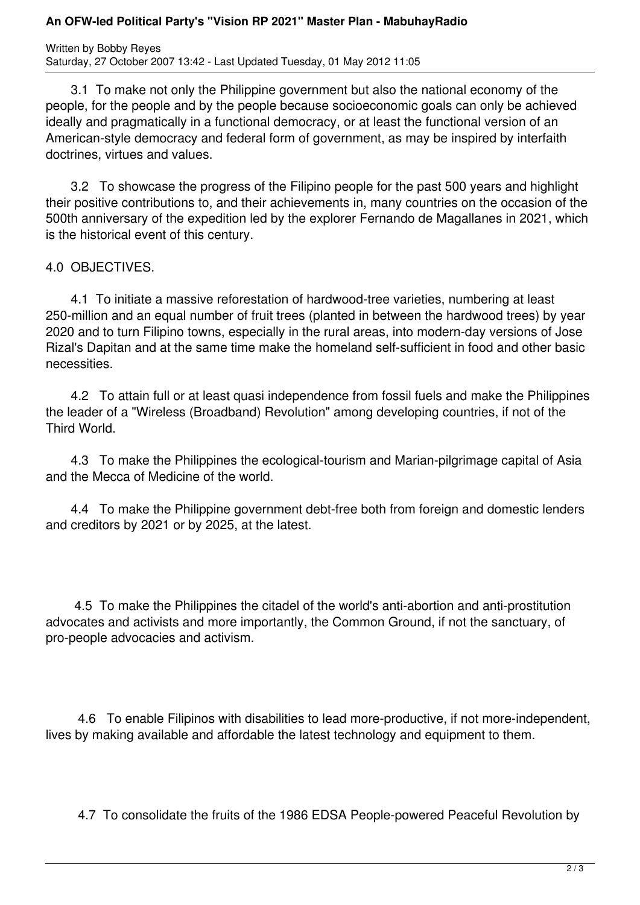3.1 To make not only the Philippine government but also the national economy of the people, for the people and by the people because socioeconomic goals can only be achieved ideally and pragmatically in a functional democracy, or at least the functional version of an American-style democracy and federal form of government, as may be inspired by interfaith doctrines, virtues and values.

3.2 To showcase the progress of the Filipino people for the past 500 years and highlight their positive contributions to, and their achievements in, many countries on the occasion of the 500th anniversary of the expedition led by the explorer Fernando de Magallanes in 2021, which is the historical event of this century.

4.0 OBJECTIVES.

4.1 To initiate a massive reforestation of hardwood-tree varieties, numbering at least 250-million and an equal number of fruit trees (planted in between the hardwood trees) by year 2020 and to turn Filipino towns, especially in the rural areas, into modern-day versions of Jose Rizal's Dapitan and at the same time make the homeland self-sufficient in food and other basic necessities.

4.2 To attain full or at least quasi independence from fossil fuels and make the Philippines the leader of a "Wireless (Broadband) Revolution" among developing countries, if not of the Third World.

4.3 To make the Philippines the ecological-tourism and Marian-pilgrimage capital of Asia and the Mecca of Medicine of the world.

4.4 To make the Philippine government debt-free both from foreign and domestic lenders and creditors by 2021 or by 2025, at the latest.

4.5 To make the Philippines the citadel of the world's anti-abortion and anti-prostitution advocates and activists and more importantly, the Common Ground, if not the sanctuary, of pro-people advocacies and activism.

4.6 To enable Filipinos with disabilities to lead more-productive, if not more-independent, lives by making available and affordable the latest technology and equipment to them.

4.7 To consolidate the fruits of the 1986 EDSA People-powered Peaceful Revolution by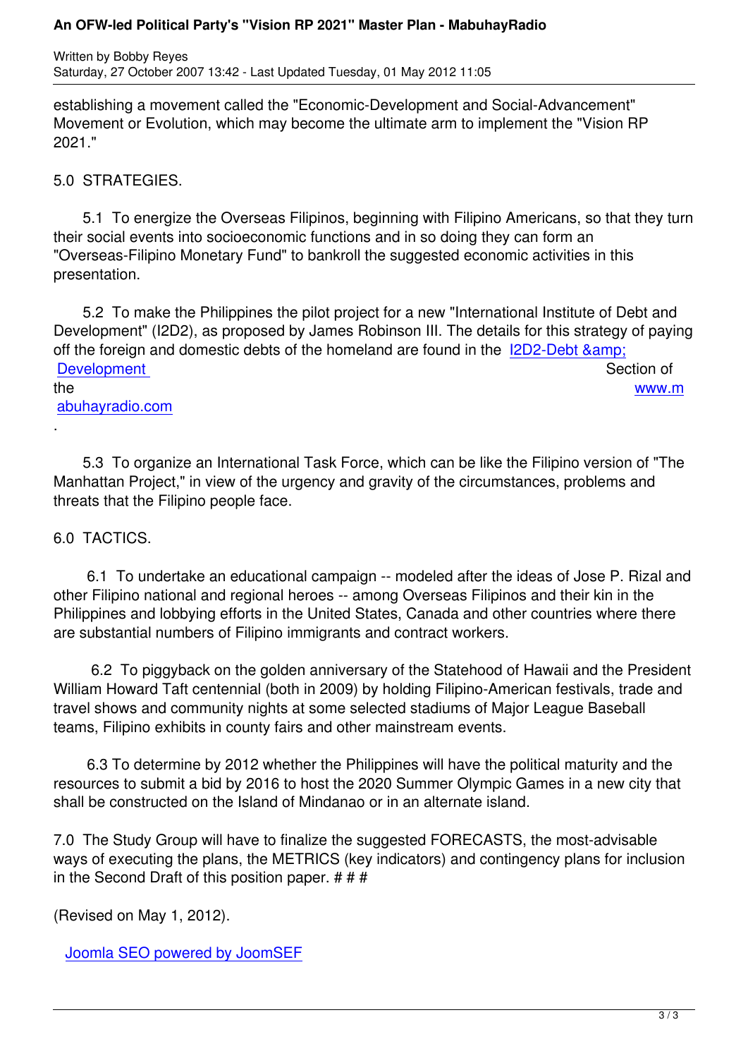establishing a movement called the "Economic-Development and Social-Advancement" Movement or Evolution, which may become the ultimate arm to implement the "Vision RP 2021."

5.0 STRATEGIES.

5.1 To energize the Overseas Filipinos, beginning with Filipino Americans, so that they turn their social events into socioeconomic functions and in so doing they can form an "Overseas-Filipino Monetary Fund" to bankroll the suggested economic activities in this presentation.

5.2 To make the Philippines the pilot project for a new "International Institute of Debt and Development" (I2D2), as proposed by James Robinson III. The details for this strategy of paying off the foreign and domestic debts of the homeland are found in the I2D2-Debt &amp; Development Section of the www.mabuhayradio.com.

5.3 To organize an International Task Force, which can be like the Filipino version of "The Manhattan Project," in view of the urgency and gravity of the circumstances, problems and threats that the Filipino people face.

6.0 TACTICS.

6.1 To undertake an educational campaign -- modeled after the ideas of Jose P. Rizal and other Filipino national and regional heroes -- among Overseas Filipinos and their kin in the Philippines and lobbying efforts in the United States, Canada and other countries where there are substantial numbers of Filipino immigrants and contract workers.

6.2 To piggyback on the golden anniversary of the Statehood of Hawaii and the President William Howard Taft centennial (both in 2009) by holding Filipino-American festivals, trade and travel shows and community nights at some selected stadiums of Major League Baseball teams, Filipino exhibits in county fairs and other mainstream events.

6.3 To determine by 2012 whether the Philippines will have the political maturity and the resources to submit a bid by 2016 to host the 2020 Summer Olympic Games in a new city that shall be constructed on the Island of Mindanao or in an alternate island.

7.0 The Study Group will have to finalize the suggested FORECASTS, the most-advisable ways of executing the plans, the METRICS (key indicators) and contingency plans for inclusion in the Second Draft of this position paper. # # #

(Revised on May 1, 2012).

Joomla SEO powered by JoomSEF